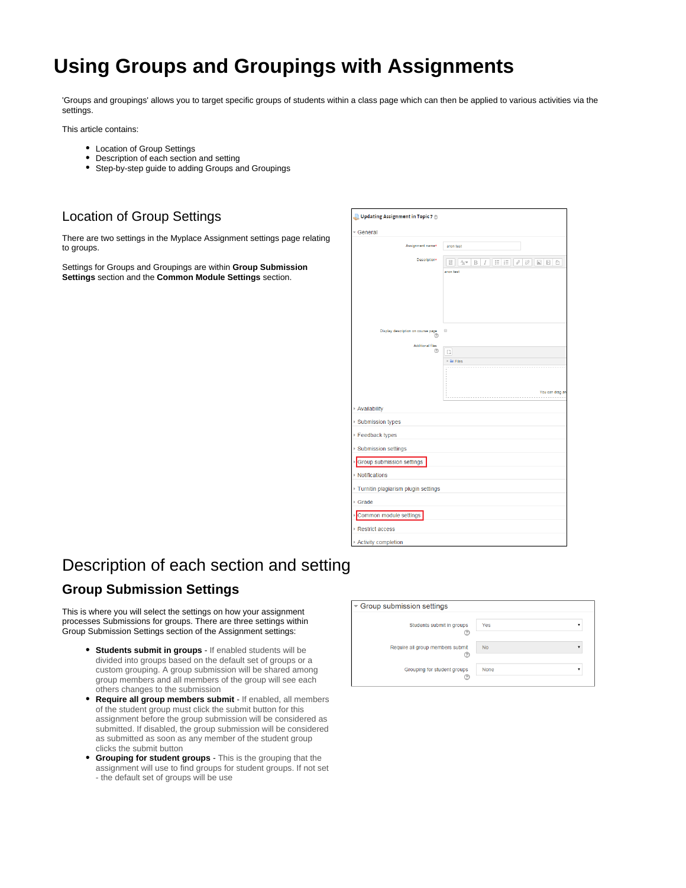# Using Groups and Groupings with Assignments

'Groups and groupings' allows you to target specific groups of students within a class page which can then be applied to various activities via the settings.

This article contains:

- Location of Group Settings
- Description of each section and setting
- Step-by-step guide to adding Groups and Groupings

## Location of Group Settings

There are two settings in the Myplace Assignment settings page relating to groups.

Settings for Groups and Groupings are within **Group Submission Settings** section and the **Common Module Settings** section.

## Description of each section and setting

### Group Submission Settings

This is where you will select the settings on how your assignment processes Submissions for groups. There are three settings within Group Submission Settings section of the Assignment settings:

- **Students submit in groups** - If enabled students will be divided into groups based on the default set of groups or a custom grouping. A group submission will be shared among group members and all members of the group will see each others changes to the submission
- **Require all group members submit** - If enabled, all members of the student group must click the submit button for this assignment before the group submission will be considered as submitted. If disabled, the group submission will be considered as submitted as soon as any member of the student group clicks the submit button
- **Grouping for student groups** - This is the grouping that the assignment will use to find groups for student groups. If not set - the default set of groups will be use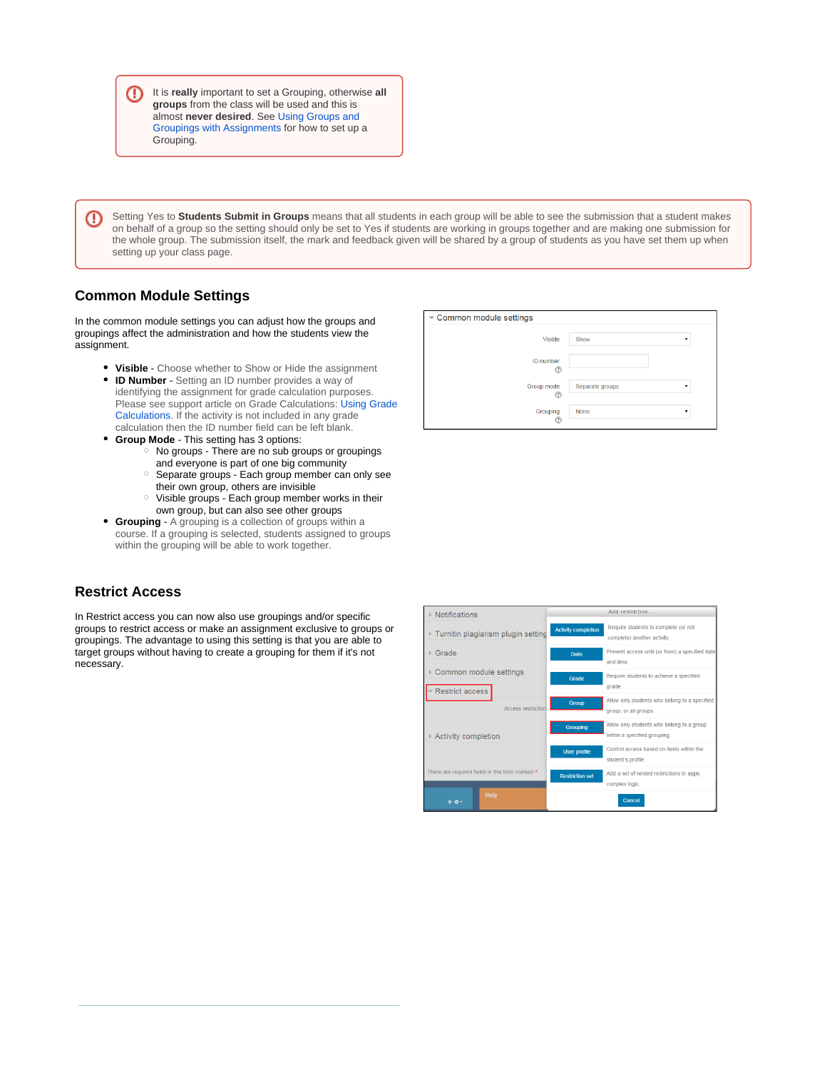> It is **really** important to set a Grouping, otherwise **all groups** from the class will be used and this is almost **never desired**. See Using Groups and Groupings with Assignments for how to set up a Grouping.

> Setting Yes to **Students Submit in Groups** means that all students in each group will be able to see the submission that a student makes on behalf of a group so the setting should only be set to Yes if students are working in groups together and are making one submission for the whole group. The submission itself, the mark and feedback given will be shared by a group of students as you have set them up when setting up your class page.

## Common Module Settings

In the common module settings you can adjust how the groups and groupings affect the administration and how the students view the assignment.

- **Visible** - Choose whether to Show or Hide the assignment
- **ID Number** - Setting an ID number provides a way of identifying the assignment for grade calculation purposes. Please see support article on Grade Calculations: Using Grade Calculations. If the activity is not included in any grade calculation then the ID number field can be left blank.
- **Group Mode** - This setting has 3 options:
  - No groups - There are no sub groups or groupings and everyone is part of one big community
  - Separate groups - Each group member can only see their own group, others are invisible
  - Visible groups - Each group member works in their own group, but can also see other groups
- **Grouping** - A grouping is a collection of groups within a course. If a grouping is selected, students assigned to groups within the grouping will be able to work together.

## Restrict Access

In Restrict access you can now also use groupings and/or specific groups to restrict access or make an assignment exclusive to groups or groupings. The advantage to using this setting is that you are able to target groups without having to create a grouping for them if it's not necessary.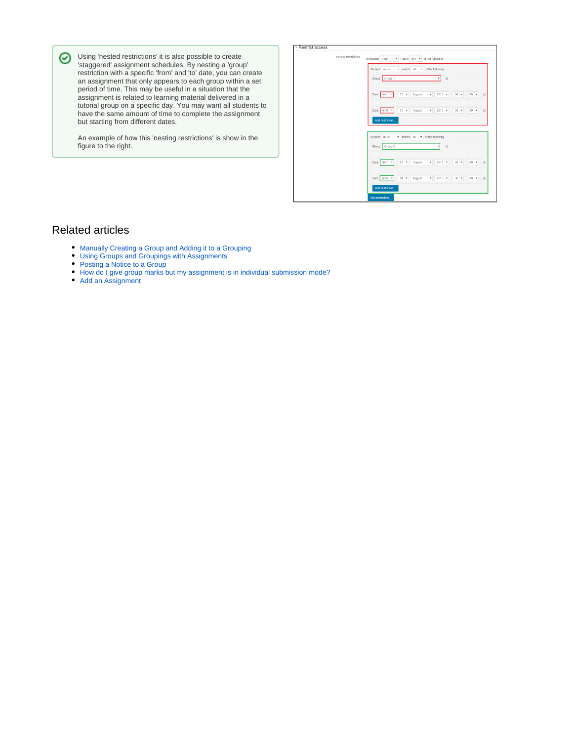Using 'nested restrictions' it is also possible to create 'staggered' assignment schedules. By nesting a 'group' restriction with a specific 'from' and 'to' date, you can create an assignment that only appears to each group within a set period of time. This may be useful in a situation that the assignment is related to learning material delivered in a tutorial group on a specific day. You may want all students to have the same amount of time to complete the assignment but starting from different dates.

An example of how this 'nesting restrictions' is show in the figure to the right.

## Related articles

- Manually Creating a Group and Adding it to a Grouping
- Using Groups and Groupings with Assignments
- Posting a Notice to a Group
- How do I give group marks but my assignment is in individual submission mode?
- Add an Assignment